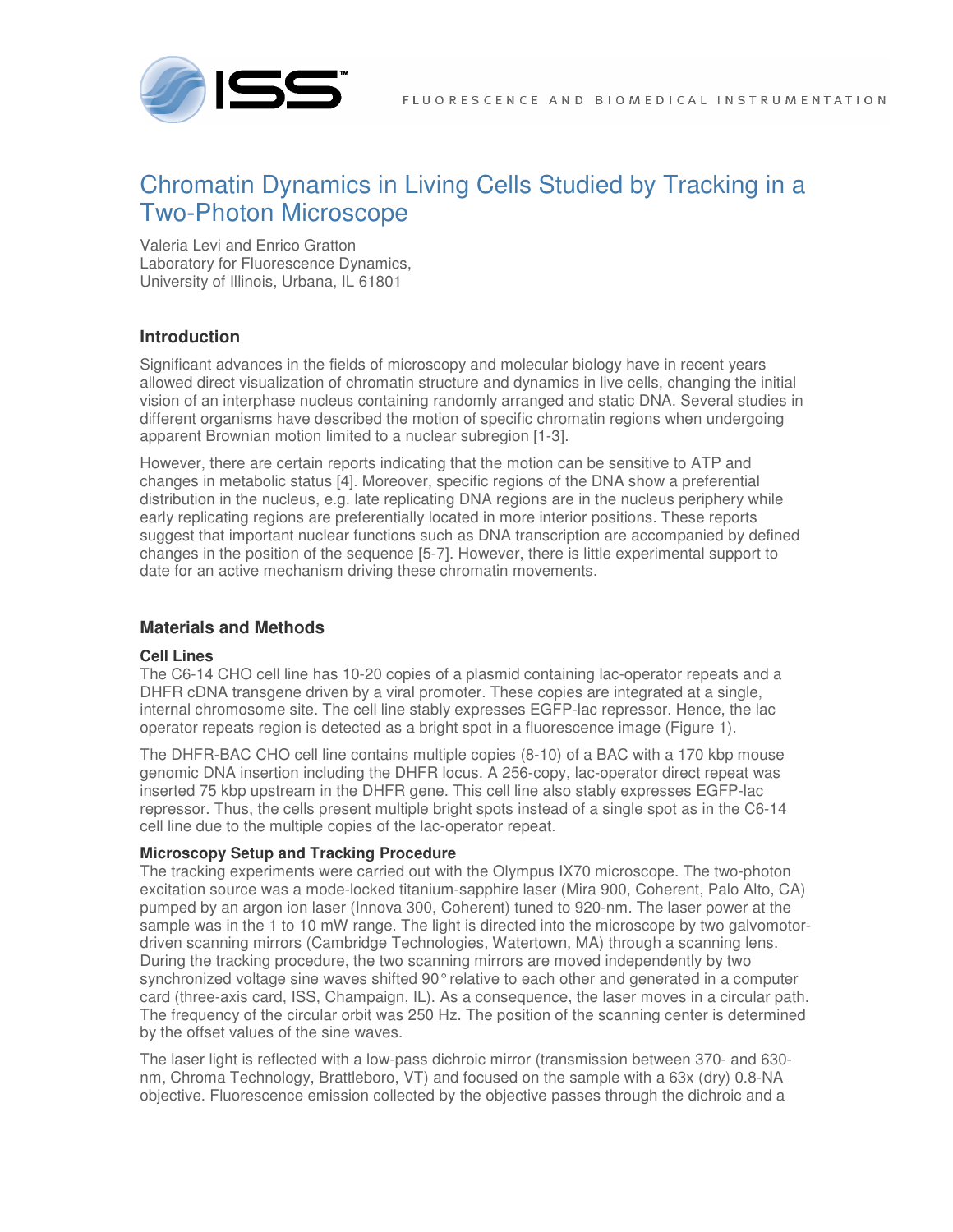# Chromatin Dynamics in Living Cells Studied by Tracking in a Two-Photon Microscope

Valeria Levi and Enrico Gratton
Laboratory for Fluorescence Dynamics,
University of Illinois, Urbana, IL 61801

## Introduction

Significant advances in the fields of microscopy and molecular biology have in recent years allowed direct visualization of chromatin structure and dynamics in live cells, changing the initial vision of an interphase nucleus containing randomly arranged and static DNA. Several studies in different organisms have described the motion of specific chromatin regions when undergoing apparent Brownian motion limited to a nuclear subregion [1-3].

However, there are certain reports indicating that the motion can be sensitive to ATP and changes in metabolic status [4]. Moreover, specific regions of the DNA show a preferential distribution in the nucleus, e.g. late replicating DNA regions are in the nucleus periphery while early replicating regions are preferentially located in more interior positions. These reports suggest that important nuclear functions such as DNA transcription are accompanied by defined changes in the position of the sequence [5-7]. However, there is little experimental support to date for an active mechanism driving these chromatin movements.

## Materials and Methods

### Cell Lines

The C6-14 CHO cell line has 10-20 copies of a plasmid containing lac-operator repeats and a DHFR cDNA transgene driven by a viral promoter. These copies are integrated at a single, internal chromosome site. The cell line stably expresses EGFP-lac repressor. Hence, the lac operator repeats region is detected as a bright spot in a fluorescence image (Figure 1).

The DHFR-BAC CHO cell line contains multiple copies (8-10) of a BAC with a 170 kbp mouse genomic DNA insertion including the DHFR locus. A 256-copy, lac-operator direct repeat was inserted 75 kbp upstream in the DHFR gene. This cell line also stably expresses EGFP-lac repressor. Thus, the cells present multiple bright spots instead of a single spot as in the C6-14 cell line due to the multiple copies of the lac-operator repeat.

### Microscopy Setup and Tracking Procedure

The tracking experiments were carried out with the Olympus IX70 microscope. The two-photon excitation source was a mode-locked titanium-sapphire laser (Mira 900, Coherent, Palo Alto, CA) pumped by an argon ion laser (Innova 300, Coherent) tuned to 920-nm. The laser power at the sample was in the 1 to 10 mW range. The light is directed into the microscope by two galvomotor-driven scanning mirrors (Cambridge Technologies, Watertown, MA) through a scanning lens. During the tracking procedure, the two scanning mirrors are moved independently by two synchronized voltage sine waves shifted 90° relative to each other and generated in a computer card (three-axis card, ISS, Champaign, IL). As a consequence, the laser moves in a circular path. The frequency of the circular orbit was 250 Hz. The position of the scanning center is determined by the offset values of the sine waves.

The laser light is reflected with a low-pass dichroic mirror (transmission between 370- and 630-nm, Chroma Technology, Brattleboro, VT) and focused on the sample with a 63x (dry) 0.8-NA objective. Fluorescence emission collected by the objective passes through the dichroic and a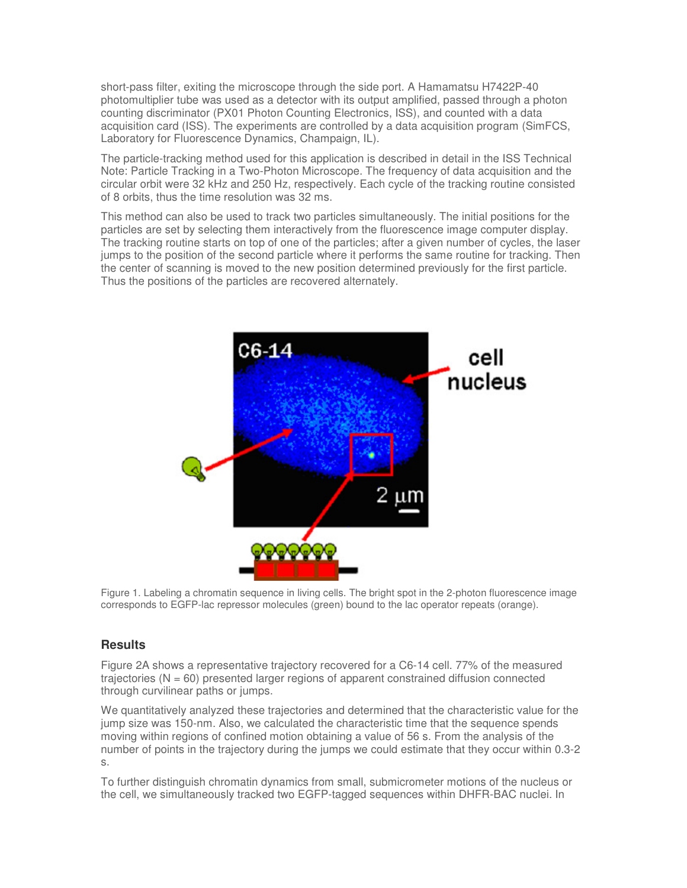short-pass filter, exiting the microscope through the side port. A Hamamatsu H7422P-40 photomultiplier tube was used as a detector with its output amplified, passed through a photon counting discriminator (PX01 Photon Counting Electronics, ISS), and counted with a data acquisition card (ISS). The experiments are controlled by a data acquisition program (SimFCS, Laboratory for Fluorescence Dynamics, Champaign, IL).

The particle-tracking method used for this application is described in detail in the ISS Technical Note: Particle Tracking in a Two-Photon Microscope. The frequency of data acquisition and the circular orbit were 32 kHz and 250 Hz, respectively. Each cycle of the tracking routine consisted of 8 orbits, thus the time resolution was 32 ms.

This method can also be used to track two particles simultaneously. The initial positions for the particles are set by selecting them interactively from the fluorescence image computer display. The tracking routine starts on top of one of the particles; after a given number of cycles, the laser jumps to the position of the second particle where it performs the same routine for tracking. Then the center of scanning is moved to the new position determined previously for the first particle. Thus the positions of the particles are recovered alternately.

Figure 1. Labeling a chromatin sequence in living cells. The bright spot in the 2-photon fluorescence image corresponds to EGFP-lac repressor molecules (green) bound to the lac operator repeats (orange).

## Results

Figure 2A shows a representative trajectory recovered for a C6-14 cell. 77% of the measured trajectories (N = 60) presented larger regions of apparent constrained diffusion connected through curvilinear paths or jumps.

We quantitatively analyzed these trajectories and determined that the characteristic value for the jump size was 150-nm. Also, we calculated the characteristic time that the sequence spends moving within regions of confined motion obtaining a value of 56 s. From the analysis of the number of points in the trajectory during the jumps we could estimate that they occur within 0.3-2 s.

To further distinguish chromatin dynamics from small, submicrometer motions of the nucleus or the cell, we simultaneously tracked two EGFP-tagged sequences within DHFR-BAC nuclei. In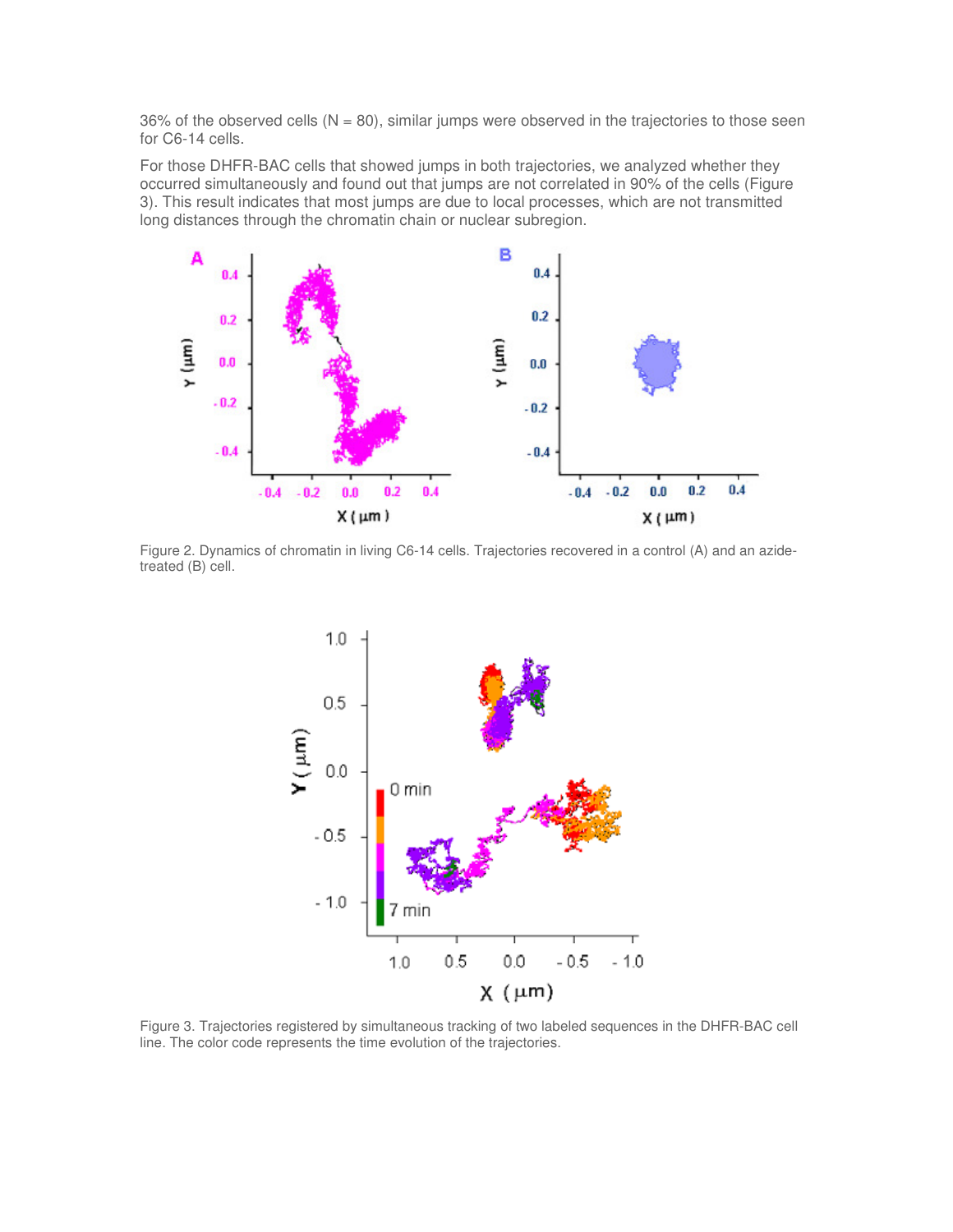36% of the observed cells (N = 80), similar jumps were observed in the trajectories to those seen for C6-14 cells.

For those DHFR-BAC cells that showed jumps in both trajectories, we analyzed whether they occurred simultaneously and found out that jumps are not correlated in 90% of the cells (Figure 3). This result indicates that most jumps are due to local processes, which are not transmitted long distances through the chromatin chain or nuclear subregion.

Figure 2. Dynamics of chromatin in living C6-14 cells. Trajectories recovered in a control (A) and an azide-treated (B) cell.

Figure 3. Trajectories registered by simultaneous tracking of two labeled sequences in the DHFR-BAC cell line. The color code represents the time evolution of the trajectories.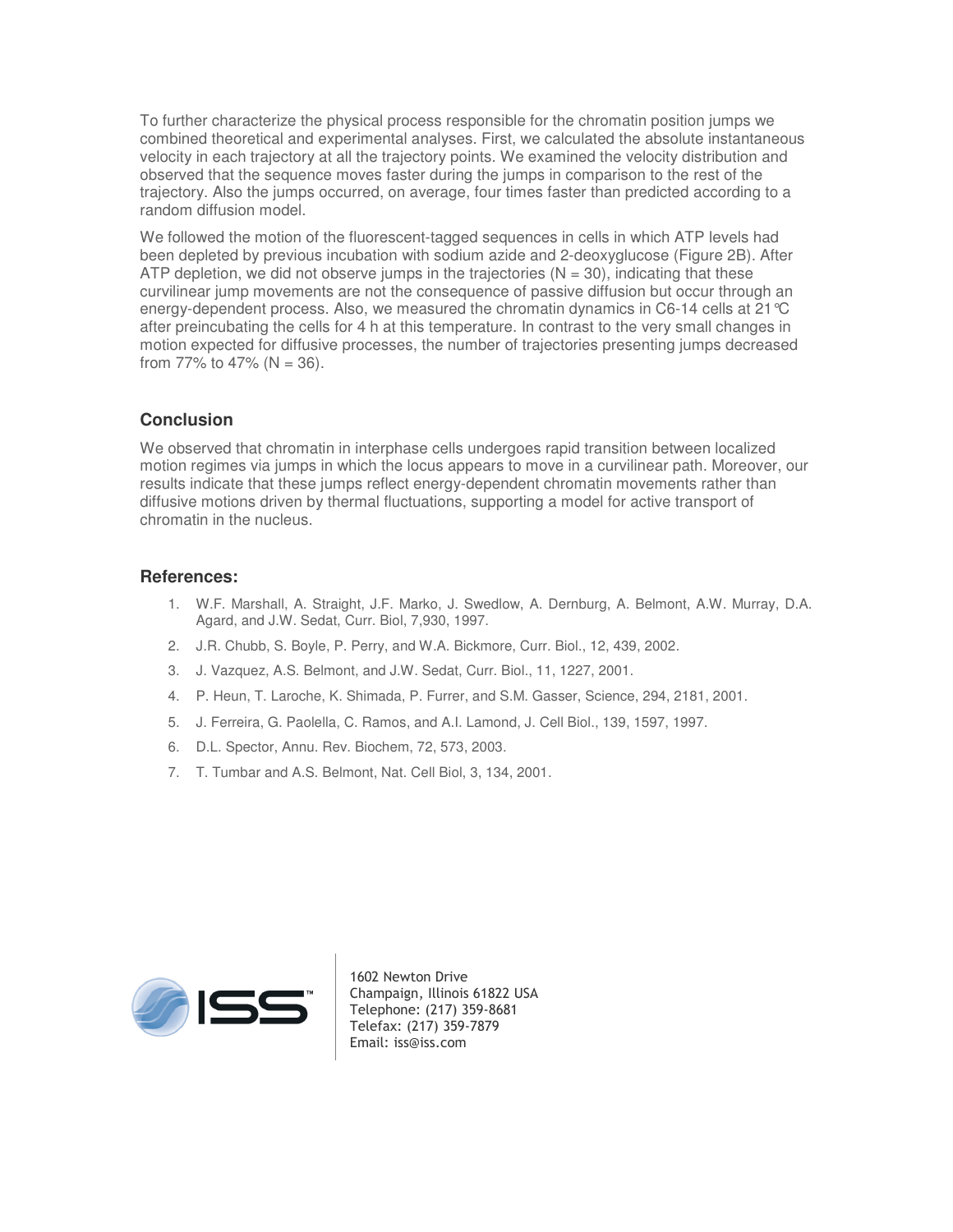To further characterize the physical process responsible for the chromatin position jumps we combined theoretical and experimental analyses. First, we calculated the absolute instantaneous velocity in each trajectory at all the trajectory points. We examined the velocity distribution and observed that the sequence moves faster during the jumps in comparison to the rest of the trajectory. Also the jumps occurred, on average, four times faster than predicted according to a random diffusion model.

We followed the motion of the fluorescent-tagged sequences in cells in which ATP levels had been depleted by previous incubation with sodium azide and 2-deoxyglucose (Figure 2B). After ATP depletion, we did not observe jumps in the trajectories (N = 30), indicating that these curvilinear jump movements are not the consequence of passive diffusion but occur through an energy-dependent process. Also, we measured the chromatin dynamics in C6-14 cells at 21℃ after preincubating the cells for 4 h at this temperature. In contrast to the very small changes in motion expected for diffusive processes, the number of trajectories presenting jumps decreased from 77% to 47% (N = 36).

## Conclusion

We observed that chromatin in interphase cells undergoes rapid transition between localized motion regimes via jumps in which the locus appears to move in a curvilinear path. Moreover, our results indicate that these jumps reflect energy-dependent chromatin movements rather than diffusive motions driven by thermal fluctuations, supporting a model for active transport of chromatin in the nucleus.

## References:

1. W.F. Marshall, A. Straight, J.F. Marko, J. Swedlow, A. Dernburg, A. Belmont, A.W. Murray, D.A. Agard, and J.W. Sedat, Curr. Biol, 7,930, 1997.
2. J.R. Chubb, S. Boyle, P. Perry, and W.A. Bickmore, Curr. Biol., 12, 439, 2002.
3. J. Vazquez, A.S. Belmont, and J.W. Sedat, Curr. Biol., 11, 1227, 2001.
4. P. Heun, T. Laroche, K. Shimada, P. Furrer, and S.M. Gasser, Science, 294, 2181, 2001.
5. J. Ferreira, G. Paolella, C. Ramos, and A.I. Lamond, J. Cell Biol., 139, 1597, 1997.
6. D.L. Spector, Annu. Rev. Biochem, 72, 573, 2003.
7. T. Tumbar and A.S. Belmont, Nat. Cell Biol, 3, 134, 2001.

ISS™

1602 Newton Drive
Champaign, Illinois 61822 USA
Telephone: (217) 359-8681
Telefax: (217) 359-7879
Email: iss@iss.com